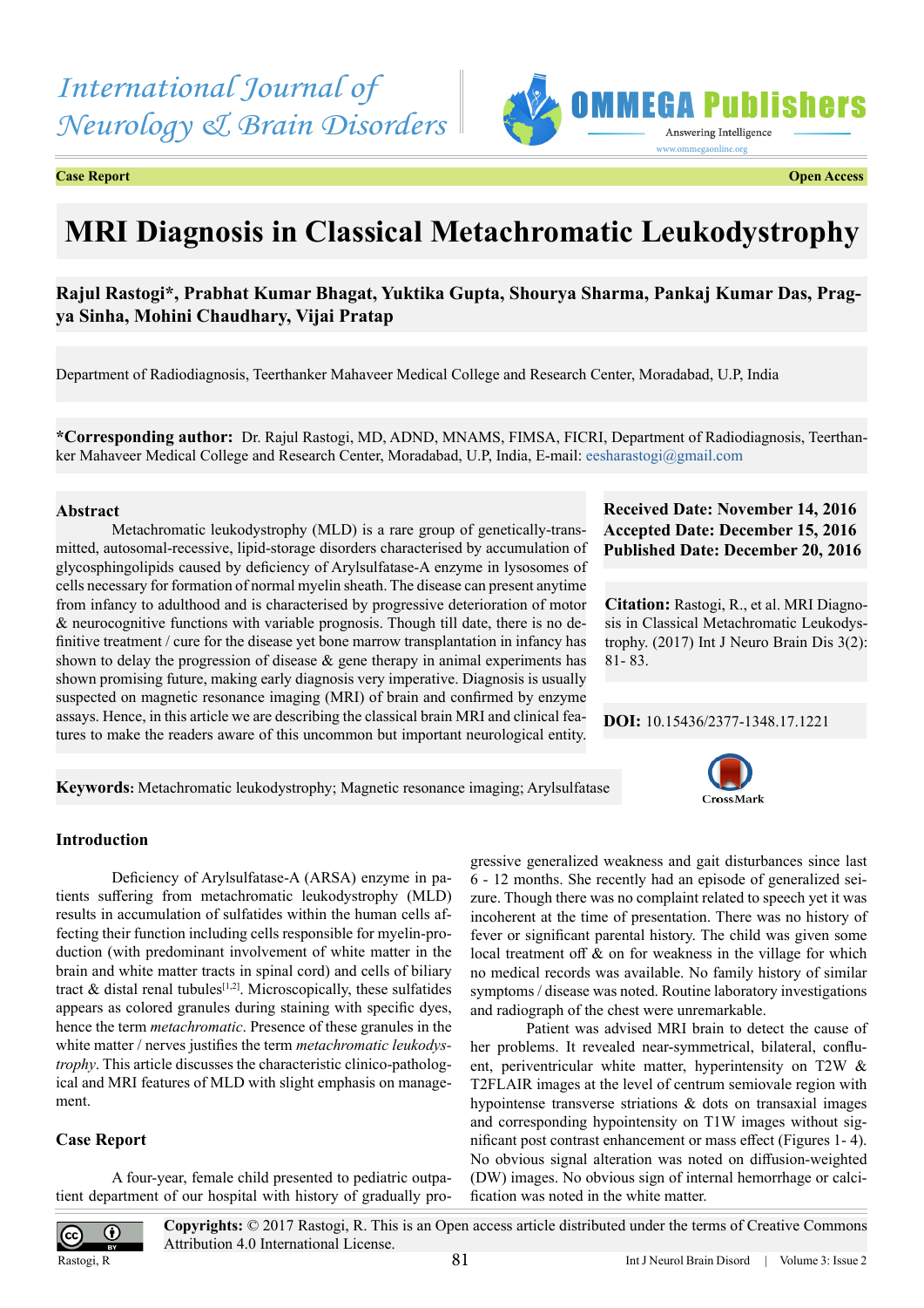International Journal of Neurology & Brain Disorders

**Case Report** **Open Access**

# MRI Diagnosis in Classical Metachromatic Leukodystrophy

**Rajul Rastogi\*, Prabhat Kumar Bhagat, Yuktika Gupta, Shourya Sharma, Pankaj Kumar Das, Pragya Sinha, Mohini Chaudhary, Vijai Pratap**

Department of Radiodiagnosis, Teerthanker Mahaveer Medical College and Research Center, Moradabad, U.P, India

**\*Corresponding author:** Dr. Rajul Rastogi, MD, ADND, MNAMS, FIMSA, FICRI, Department of Radiodiagnosis, Teerthanker Mahaveer Medical College and Research Center, Moradabad, U.P, India, E-mail: eesharastogi@gmail.com

## Abstract

Metachromatic leukodystrophy (MLD) is a rare group of genetically-transmitted, autosomal-recessive, lipid-storage disorders characterised by accumulation of glycosphingolipids caused by deficiency of Arylsulfatase-A enzyme in lysosomes of cells necessary for formation of normal myelin sheath. The disease can present anytime from infancy to adulthood and is characterised by progressive deterioration of motor & neurocognitive functions with variable prognosis. Though till date, there is no definitive treatment / cure for the disease yet bone marrow transplantation in infancy has shown to delay the progression of disease & gene therapy in animal experiments has shown promising future, making early diagnosis very imperative. Diagnosis is usually suspected on magnetic resonance imaging (MRI) of brain and confirmed by enzyme assays. Hence, in this article we are describing the classical brain MRI and clinical features to make the readers aware of this uncommon but important neurological entity.

**Received Date: November 14, 2016**
**Accepted Date: December 15, 2016**
**Published Date: December 20, 2016**

**Citation:** Rastogi, R., et al. MRI Diagnosis in Classical Metachromatic Leukodystrophy. (2017) Int J Neuro Brain Dis 3(2): 81- 83.

**DOI:** 10.15436/2377-1348.17.1221

**Keywords:** Metachromatic leukodystrophy; Magnetic resonance imaging; Arylsulfatase

## Introduction

Deficiency of Arylsulfatase-A (ARSA) enzyme in patients suffering from metachromatic leukodystrophy (MLD) results in accumulation of sulfatides within the human cells affecting their function including cells responsible for myelin-production (with predominant involvement of white matter in the brain and white matter tracts in spinal cord) and cells of biliary tract & distal renal tubules[1,2]. Microscopically, these sulfatides appears as colored granules during staining with specific dyes, hence the term *metachromatic*. Presence of these granules in the white matter / nerves justifies the term *metachromatic leukodystrophy*. This article discusses the characteristic clinico-pathological and MRI features of MLD with slight emphasis on management.

## Case Report

A four-year, female child presented to pediatric outpatient department of our hospital with history of gradually progressive generalized weakness and gait disturbances since last 6 - 12 months. She recently had an episode of generalized seizure. Though there was no complaint related to speech yet it was incoherent at the time of presentation. There was no history of fever or significant parental history. The child was given some local treatment off & on for weakness in the village for which no medical records was available. No family history of similar symptoms / disease was noted. Routine laboratory investigations and radiograph of the chest were unremarkable.

Patient was advised MRI brain to detect the cause of her problems. It revealed near-symmetrical, bilateral, confluent, periventricular white matter, hyperintensity on T2W & T2FLAIR images at the level of centrum semiovale region with hypointense transverse striations & dots on transaxial images and corresponding hypointensity on T1W images without significant post contrast enhancement or mass effect (Figures 1- 4). No obvious signal alteration was noted on diffusion-weighted (DW) images. No obvious sign of internal hemorrhage or calcification was noted in the white matter.

**Copyrights:** © 2017 Rastogi, R. This is an Open access article distributed under the terms of Creative Commons Attribution 4.0 International License.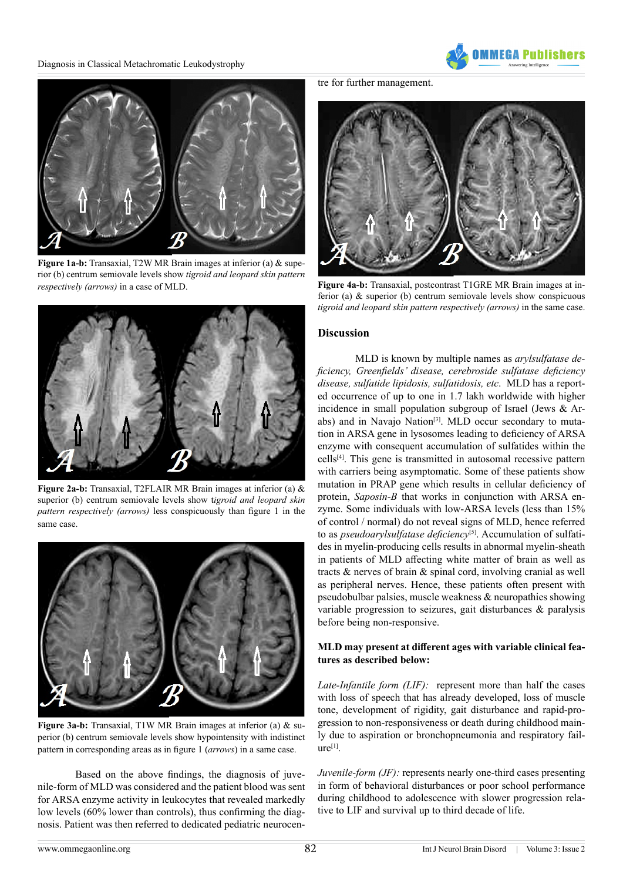**Figure 1a-b:** Transaxial, T2W MR Brain images at inferior (a) & superior (b) centrum semiovale levels show *tigroid and leopard skin pattern respectively (arrows)* in a case of MLD.

**Figure 2a-b:** Transaxial, T2FLAIR MR Brain images at inferior (a) & superior (b) centrum semiovale levels show *tigroid and leopard skin pattern respectively (arrows)* less conspicuously than figure 1 in the same case.

**Figure 3a-b:** Transaxial, T1W MR Brain images at inferior (a) & superior (b) centrum semiovale levels show hypointensity with indistinct pattern in corresponding areas as in figure 1 (*arrows*) in a same case.

Based on the above findings, the diagnosis of juvenile-form of MLD was considered and the patient blood was sent for ARSA enzyme activity in leukocytes that revealed markedly low levels (60% lower than controls), thus confirming the diagnosis. Patient was then referred to dedicated pediatric neurocentre for further management.

**Figure 4a-b:** Transaxial, postcontrast T1GRE MR Brain images at inferior (a) & superior (b) centrum semiovale levels show conspicuous *tigroid and leopard skin pattern respectively (arrows)* in the same case.

## Discussion

MLD is known by multiple names as *arylsulfatase deficiency, Greenfields' disease, cerebroside sulfatase deficiency disease, sulfatide lipidosis, sulfatidosis, etc*. MLD has a reported occurrence of up to one in 1.7 lakh worldwide with higher incidence in small population subgroup of Israel (Jews & Arabs) and in Navajo Nation[3]. MLD occur secondary to mutation in ARSA gene in lysosomes leading to deficiency of ARSA enzyme with consequent accumulation of sulfatides within the cells[4]. This gene is transmitted in autosomal recessive pattern with carriers being asymptomatic. Some of these patients show mutation in PRAP gene which results in cellular deficiency of protein, *Saposin-B* that works in conjunction with ARSA enzyme. Some individuals with low-ARSA levels (less than 15% of control / normal) do not reveal signs of MLD, hence referred to as *pseudoarylsulfatase deficiency*[5]. Accumulation of sulfatides in myelin-producing cells results in abnormal myelin-sheath in patients of MLD affecting white matter of brain as well as tracts & nerves of brain & spinal cord, involving cranial as well as peripheral nerves. Hence, these patients often present with pseudobulbar palsies, muscle weakness & neuropathies showing variable progression to seizures, gait disturbances & paralysis before being non-responsive.

**MLD may present at different ages with variable clinical features as described below:**

*Late-Infantile form (LIF):* represent more than half the cases with loss of speech that has already developed, loss of muscle tone, development of rigidity, gait disturbance and rapid-progression to non-responsiveness or death during childhood mainly due to aspiration or bronchopneumonia and respiratory failure[1].

*Juvenile-form (JF):* represents nearly one-third cases presenting in form of behavioral disturbances or poor school performance during childhood to adolescence with slower progression relative to LIF and survival up to third decade of life.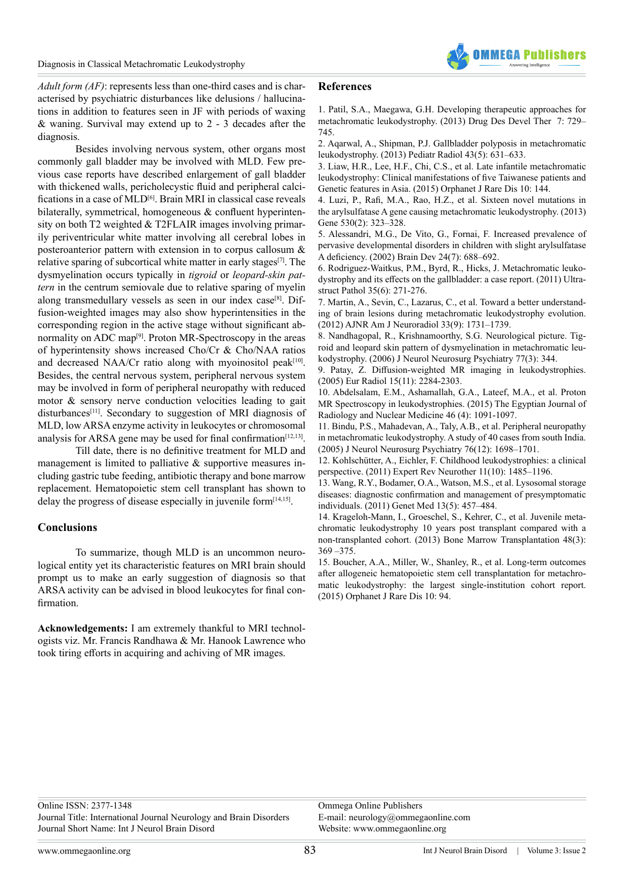*Adult form (AF)*: represents less than one-third cases and is characterised by psychiatric disturbances like delusions / hallucinations in addition to features seen in JF with periods of waxing & waning. Survival may extend up to 2 - 3 decades after the diagnosis.

Besides involving nervous system, other organs most commonly gall bladder may be involved with MLD. Few previous case reports have described enlargement of gall bladder with thickened walls, pericholecystic fluid and peripheral calcifications in a case of MLD[6]. Brain MRI in classical case reveals bilaterally, symmetrical, homogeneous & confluent hyperintensity on both T2 weighted & T2FLAIR images involving primarily periventricular white matter involving all cerebral lobes in posteroanterior pattern with extension in to corpus callosum & relative sparing of subcortical white matter in early stages[7]. The dysmyelination occurs typically in *tigroid* or *leopard-skin pattern* in the centrum semiovale due to relative sparing of myelin along transmedullary vessels as seen in our index case[8]. Diffusion-weighted images may also show hyperintensities in the corresponding region in the active stage without significant abnormality on ADC map[9]. Proton MR-Spectroscopy in the areas of hyperintensity shows increased Cho/Cr & Cho/NAA ratios and decreased NAA/Cr ratio along with myoinositol peak[10]. Besides, the central nervous system, peripheral nervous system may be involved in form of peripheral neuropathy with reduced motor & sensory nerve conduction velocities leading to gait disturbances[11]. Secondary to suggestion of MRI diagnosis of MLD, low ARSA enzyme activity in leukocytes or chromosomal analysis for ARSA gene may be used for final confirmation[12,13].

Till date, there is no definitive treatment for MLD and management is limited to palliative & supportive measures including gastric tube feeding, antibiotic therapy and bone marrow replacement. Hematopoietic stem cell transplant has shown to delay the progress of disease especially in juvenile form[14,15].

## Conclusions

To summarize, though MLD is an uncommon neurological entity yet its characteristic features on MRI brain should prompt us to make an early suggestion of diagnosis so that ARSA activity can be advised in blood leukocytes for final confirmation.

**Acknowledgements:** I am extremely thankful to MRI technologists viz. Mr. Francis Randhawa & Mr. Hanook Lawrence who took tiring efforts in acquiring and achiving of MR images.

## References

1. Patil, S.A., Maegawa, G.H. Developing therapeutic approaches for metachromatic leukodystrophy. (2013) Drug Des Devel Ther 7: 729–745.
2. Aqarwal, A., Shipman, P.J. Gallbladder polyposis in metachromatic leukodystrophy. (2013) Pediatr Radiol 43(5): 631–633.
3. Liaw, H.R., Lee, H.F., Chi, C.S., et al. Late infantile metachromatic leukodystrophy: Clinical manifestations of five Taiwanese patients and Genetic features in Asia. (2015) Orphanet J Rare Dis 10: 144.
4. Luzi, P., Rafi, M.A., Rao, H.Z., et al. Sixteen novel mutations in the arylsulfatase A gene causing metachromatic leukodystrophy. (2013) Gene 530(2): 323–328.
5. Alessandri, M.G., De Vito, G., Fornai, F. Increased prevalence of pervasive developmental disorders in children with slight arylsulfatase A deficiency. (2002) Brain Dev 24(7): 688–692.
6. Rodriguez-Waitkus, P.M., Byrd, R., Hicks, J. Metachromatic leukodystrophy and its effects on the gallbladder: a case report. (2011) Ultrastruct Pathol 35(6): 271-276.
7. Martin, A., Sevin, C., Lazarus, C., et al. Toward a better understanding of brain lesions during metachromatic leukodystrophy evolution. (2012) AJNR Am J Neuroradiol 33(9): 1731–1739.
8. Nandhagopal, R., Krishnamoorthy, S.G. Neurological picture. Tigroid and leopard skin pattern of dysmyelination in metachromatic leukodystrophy. (2006) J Neurol Neurosurg Psychiatry 77(3): 344.
9. Patay, Z. Diffusion-weighted MR imaging in leukodystrophies. (2005) Eur Radiol 15(11): 2284-2303.
10. Abdelsalam, E.M., Ashamallah, G.A., Lateef, M.A., et al. Proton MR Spectroscopy in leukodystrophies. (2015) The Egyptian Journal of Radiology and Nuclear Medicine 46 (4): 1091-1097.
11. Bindu, P.S., Mahadevan, A., Taly, A.B., et al. Peripheral neuropathy in metachromatic leukodystrophy. A study of 40 cases from south India. (2005) J Neurol Neurosurg Psychiatry 76(12): 1698–1701.
12. Kohlschütter, A., Eichler, F. Childhood leukodystrophies: a clinical perspective. (2011) Expert Rev Neurother 11(10): 1485–1196.
13. Wang, R.Y., Bodamer, O.A., Watson, M.S., et al. Lysosomal storage diseases: diagnostic confirmation and management of presymptomatic individuals. (2011) Genet Med 13(5): 457–484.
14. Krageloh-Mann, I., Groeschel, S., Kehrer, C., et al. Juvenile metachromatic leukodystrophy 10 years post transplant compared with a non-transplanted cohort. (2013) Bone Marrow Transplantation 48(3): 369 –375.
15. Boucher, A.A., Miller, W., Shanley, R., et al. Long-term outcomes after allogeneic hematopoietic stem cell transplantation for metachromatic leukodystrophy: the largest single-institution cohort report. (2015) Orphanet J Rare Dis 10: 94.